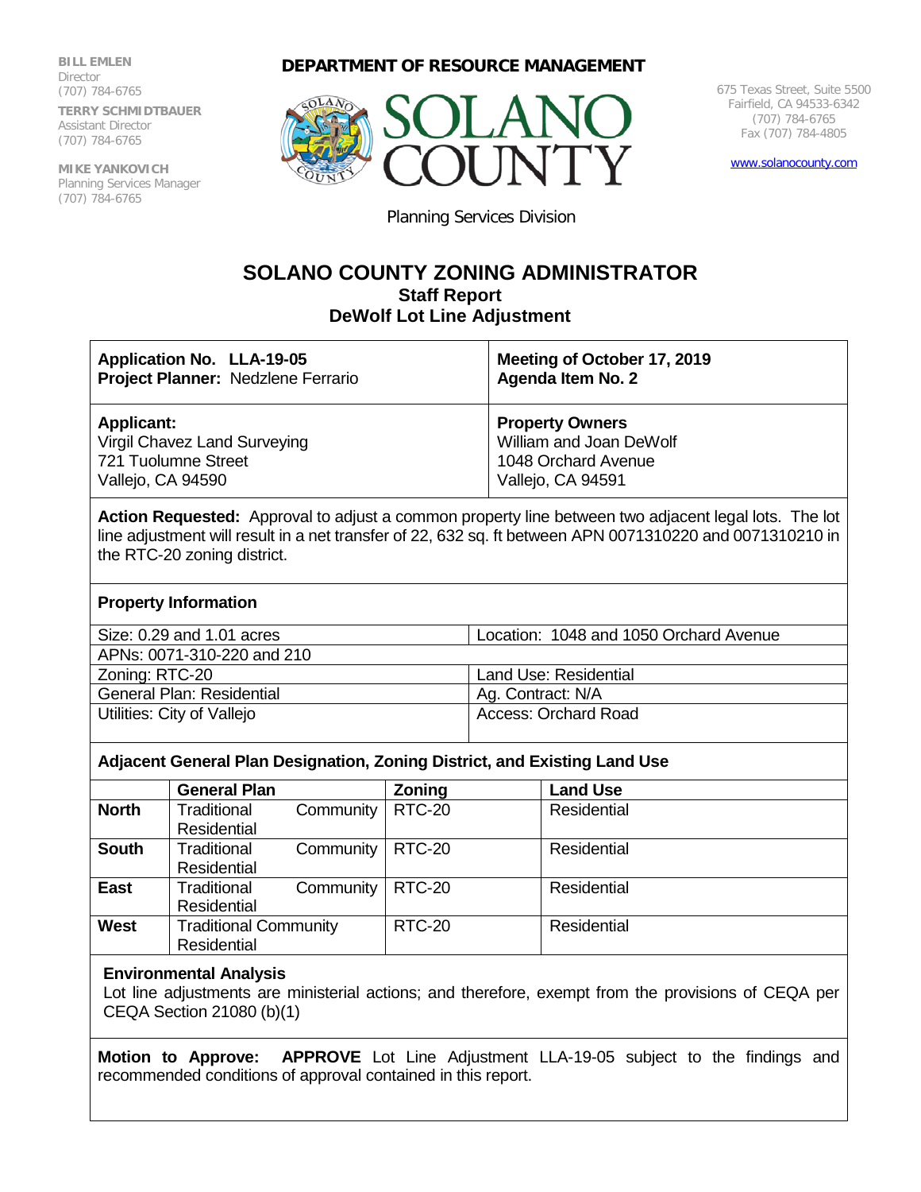**BILL EMLEN**
Director
(707) 784-6765

**TERRY SCHMIDTBAUER**
Assistant Director
(707) 784-6765

**MIKE YANKOVICH**
Planning Services Manager
(707) 784-6765

**DEPARTMENT OF RESOURCE MANAGEMENT**

SOLANO COUNTY

Planning Services Division

675 Texas Street, Suite 5500
Fairfield, CA 94533-6342
(707) 784-6765
Fax (707) 784-4805

www.solanocounty.com

# SOLANO COUNTY ZONING ADMINISTRATOR

## Staff Report

## DeWolf Lot Line Adjustment

| | |
|---|---|
| **Application No. LLA-19-05**<br>**Project Planner:** Nedzlene Ferrario | **Meeting of October 17, 2019**<br>**Agenda Item No. 2** |
| **Applicant:**<br>Virgil Chavez Land Surveying<br>721 Tuolumne Street<br>Vallejo, CA 94590 | **Property Owners**<br>William and Joan DeWolf<br>1048 Orchard Avenue<br>Vallejo, CA 94591 |

**Action Requested:** Approval to adjust a common property line between two adjacent legal lots. The lot line adjustment will result in a net transfer of 22, 632 sq. ft between APN 0071310220 and 0071310210 in the RTC-20 zoning district.

**Property Information**

| | |
|---|---|
| Size: 0.29 and 1.01 acres | Location: 1048 and 1050 Orchard Avenue |
| APNs: 0071-310-220 and 210 | |
| Zoning: RTC-20 | Land Use: Residential |
| General Plan: Residential | Ag. Contract: N/A |
| Utilities: City of Vallejo | Access: Orchard Road |

**Adjacent General Plan Designation, Zoning District, and Existing Land Use**

| | General Plan | Zoning | Land Use |
|---|---|---|---|
| **North** | Traditional Community Residential | RTC-20 | Residential |
| **South** | Traditional Community Residential | RTC-20 | Residential |
| **East** | Traditional Community Residential | RTC-20 | Residential |
| **West** | Traditional Community Residential | RTC-20 | Residential |

**Environmental Analysis**

Lot line adjustments are ministerial actions; and therefore, exempt from the provisions of CEQA per CEQA Section 21080 (b)(1)

**Motion to Approve:** **APPROVE** Lot Line Adjustment LLA-19-05 subject to the findings and recommended conditions of approval contained in this report.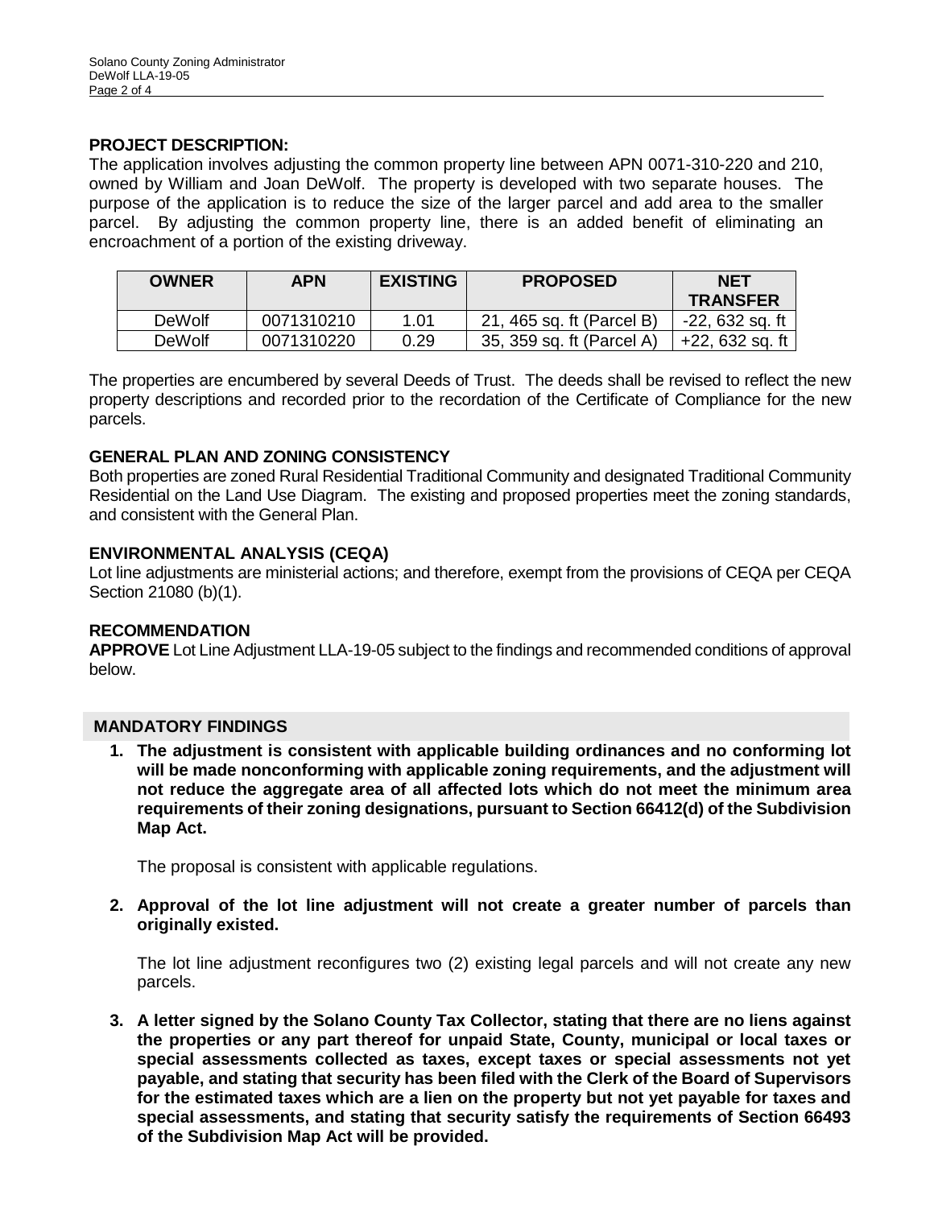**PROJECT DESCRIPTION:**

The application involves adjusting the common property line between APN 0071-310-220 and 210, owned by William and Joan DeWolf. The property is developed with two separate houses. The purpose of the application is to reduce the size of the larger parcel and add area to the smaller parcel. By adjusting the common property line, there is an added benefit of eliminating an encroachment of a portion of the existing driveway.

| OWNER | APN | EXISTING | PROPOSED | NET TRANSFER |
|---|---|---|---|---|
| DeWolf | 0071310210 | 1.01 | 21, 465 sq. ft (Parcel B) | -22, 632 sq. ft |
| DeWolf | 0071310220 | 0.29 | 35, 359 sq. ft (Parcel A) | +22, 632 sq. ft |

The properties are encumbered by several Deeds of Trust. The deeds shall be revised to reflect the new property descriptions and recorded prior to the recordation of the Certificate of Compliance for the new parcels.

**GENERAL PLAN AND ZONING CONSISTENCY**

Both properties are zoned Rural Residential Traditional Community and designated Traditional Community Residential on the Land Use Diagram. The existing and proposed properties meet the zoning standards, and consistent with the General Plan.

**ENVIRONMENTAL ANALYSIS (CEQA)**

Lot line adjustments are ministerial actions; and therefore, exempt from the provisions of CEQA per CEQA Section 21080 (b)(1).

**RECOMMENDATION**

**APPROVE** Lot Line Adjustment LLA-19-05 subject to the findings and recommended conditions of approval below.

## MANDATORY FINDINGS

1. **The adjustment is consistent with applicable building ordinances and no conforming lot will be made nonconforming with applicable zoning requirements, and the adjustment will not reduce the aggregate area of all affected lots which do not meet the minimum area requirements of their zoning designations, pursuant to Section 66412(d) of the Subdivision Map Act.**

   The proposal is consistent with applicable regulations.

2. **Approval of the lot line adjustment will not create a greater number of parcels than originally existed.**

   The lot line adjustment reconfigures two (2) existing legal parcels and will not create any new parcels.

3. **A letter signed by the Solano County Tax Collector, stating that there are no liens against the properties or any part thereof for unpaid State, County, municipal or local taxes or special assessments collected as taxes, except taxes or special assessments not yet payable, and stating that security has been filed with the Clerk of the Board of Supervisors for the estimated taxes which are a lien on the property but not yet payable for taxes and special assessments, and stating that security satisfy the requirements of Section 66493 of the Subdivision Map Act will be provided.**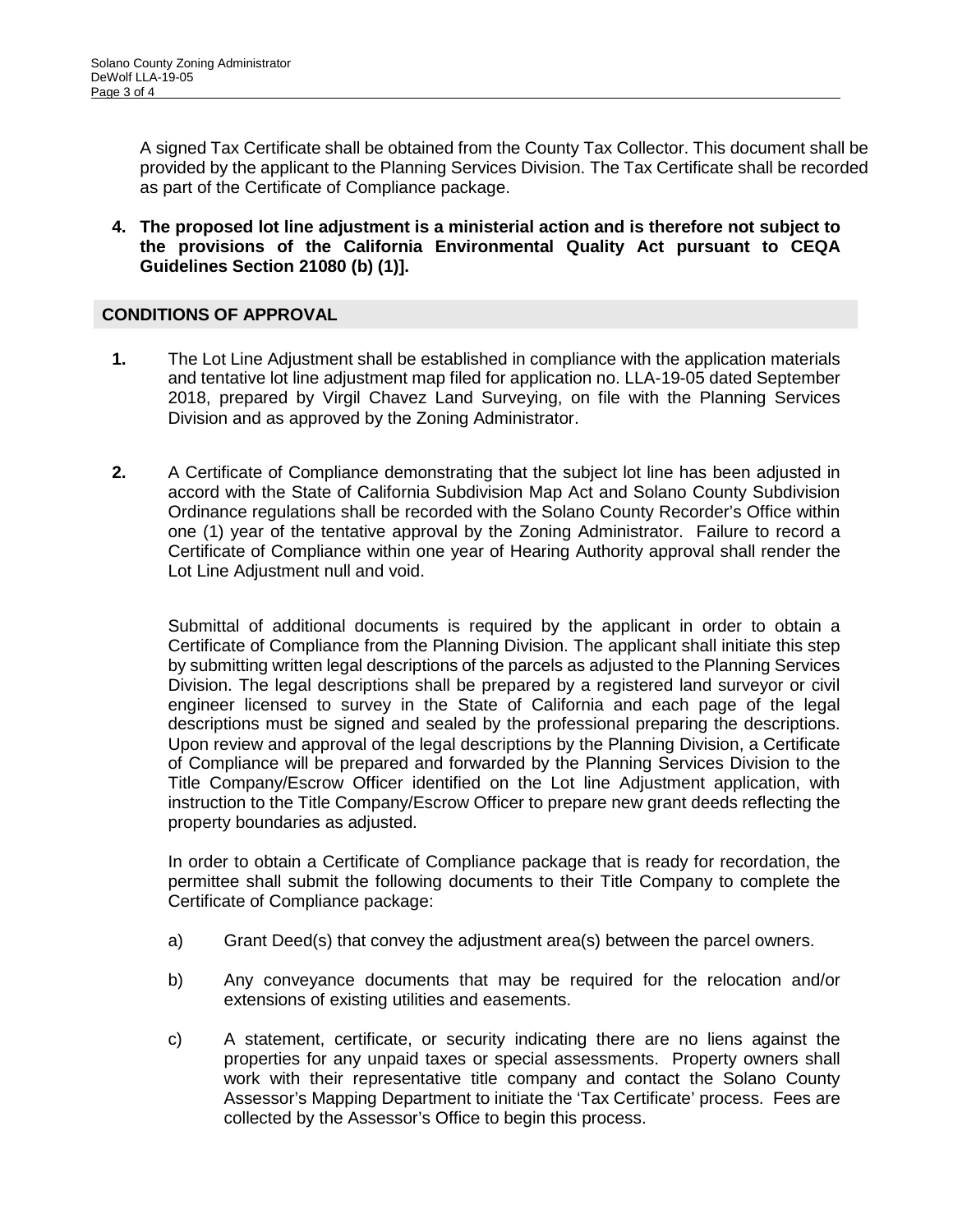A signed Tax Certificate shall be obtained from the County Tax Collector. This document shall be provided by the applicant to the Planning Services Division. The Tax Certificate shall be recorded as part of the Certificate of Compliance package.

**4. The proposed lot line adjustment is a ministerial action and is therefore not subject to the provisions of the California Environmental Quality Act pursuant to CEQA Guidelines Section 21080 (b) (1)].**

## CONDITIONS OF APPROVAL

**1.** The Lot Line Adjustment shall be established in compliance with the application materials and tentative lot line adjustment map filed for application no. LLA-19-05 dated September 2018, prepared by Virgil Chavez Land Surveying, on file with the Planning Services Division and as approved by the Zoning Administrator.

**2.** A Certificate of Compliance demonstrating that the subject lot line has been adjusted in accord with the State of California Subdivision Map Act and Solano County Subdivision Ordinance regulations shall be recorded with the Solano County Recorder's Office within one (1) year of the tentative approval by the Zoning Administrator. Failure to record a Certificate of Compliance within one year of Hearing Authority approval shall render the Lot Line Adjustment null and void.

Submittal of additional documents is required by the applicant in order to obtain a Certificate of Compliance from the Planning Division. The applicant shall initiate this step by submitting written legal descriptions of the parcels as adjusted to the Planning Services Division. The legal descriptions shall be prepared by a registered land surveyor or civil engineer licensed to survey in the State of California and each page of the legal descriptions must be signed and sealed by the professional preparing the descriptions. Upon review and approval of the legal descriptions by the Planning Division, a Certificate of Compliance will be prepared and forwarded by the Planning Services Division to the Title Company/Escrow Officer identified on the Lot line Adjustment application, with instruction to the Title Company/Escrow Officer to prepare new grant deeds reflecting the property boundaries as adjusted.

In order to obtain a Certificate of Compliance package that is ready for recordation, the permittee shall submit the following documents to their Title Company to complete the Certificate of Compliance package:

a) Grant Deed(s) that convey the adjustment area(s) between the parcel owners.

b) Any conveyance documents that may be required for the relocation and/or extensions of existing utilities and easements.

c) A statement, certificate, or security indicating there are no liens against the properties for any unpaid taxes or special assessments. Property owners shall work with their representative title company and contact the Solano County Assessor's Mapping Department to initiate the 'Tax Certificate' process. Fees are collected by the Assessor's Office to begin this process.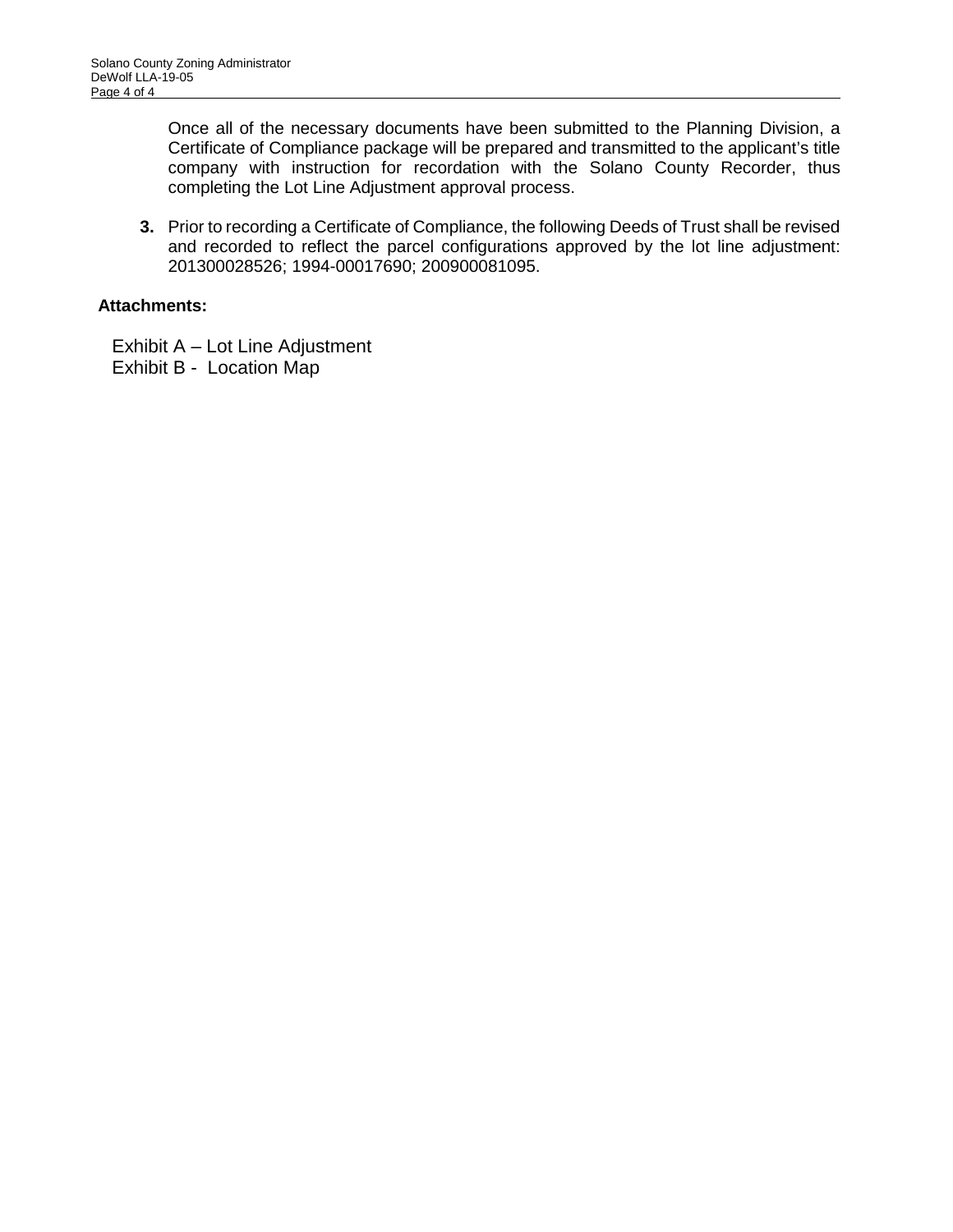Once all of the necessary documents have been submitted to the Planning Division, a Certificate of Compliance package will be prepared and transmitted to the applicant's title company with instruction for recordation with the Solano County Recorder, thus completing the Lot Line Adjustment approval process.

3. Prior to recording a Certificate of Compliance, the following Deeds of Trust shall be revised and recorded to reflect the parcel configurations approved by the lot line adjustment: 201300028526; 1994-00017690; 200900081095.

**Attachments:**

Exhibit A – Lot Line Adjustment
Exhibit B - Location Map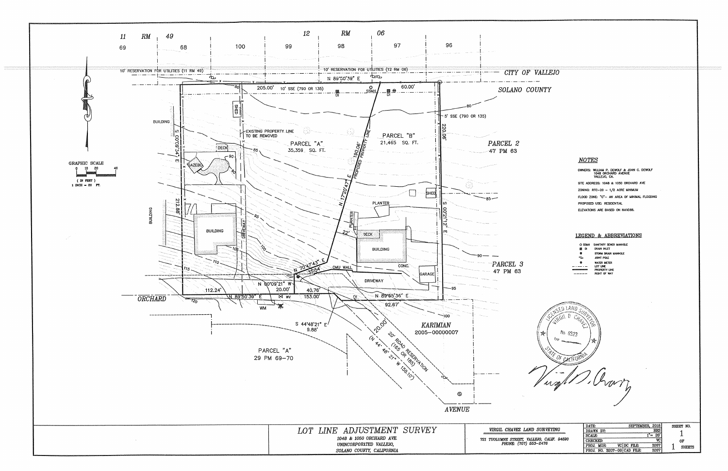# LOT LINE ADJUSTMENT SURVEY

1048 & 1050 ORCHARD AVE.
UNINCORPORATED VALLEJO,
SOLANO COUNTY, CALIFORNIA

11 RM 49

12 RM 06

69 68 100 99 98 97 96

10' RESERVATION FOR UTILITIES (11 RM 49)

10' RESERVATION FOR UTILITIES (12 RM 06)

CITY OF VALLEJO

SOLANO COUNTY

N 89°50'39" E

205.00'

10' SSE (790 OR 135)

60.00'

5' SSE (790 OR 135)

EXISTING PROPERTY LINE TO BE REMOVED

PARCEL "A"
35,359 SQ. FT.

PARCEL "B"
21,465 SQ. FT.

PROPOSED PROPERTY LINE

N 17°20'47" E 190.06'

220.06'

S 00°21'12" E

S 00°09'34" E

212.88'

PARCEL 2
47 PM 63

PARCEL 3
47 PM 63

N 70°47'43" E 35.54'

N 00°09'21" W 20.00'

112.24'

N 89°50'39" E

40.76'

153.00'

N 89°55'36" E

92.67'

22'

S 44°48'21" E 9.88'

20.00'

20' ROAD RESERVATION (165 OR 185)

(N 44° 48' 21" W 158.10')

KARIMIAN
2005-00000007

PARCEL "A"
29 PM 69-70

ORCHARD AVENUE

BUILDING, SHED, DECK, GAZEBO, DRIVEWAY, PLANTER, CMU WALL, CONC., GARAGE, DI, SSMH, WM, WV

GRAPHIC SCALE
0 10 20 40
( IN FEET )
1 INCH = 20 FT.

## NOTES

OWNERS: WILLIAM P. DEWOLF & JOAN C. DEWOLF
1048 ORCHARD AVENUE
VALLEJO, CA.

SITE ADDRESS: 1048 & 1050 ORCHARD AVE

ZONING: RTC-20 = 1/2 ACRE MINIMUM

FLOOD ZONE: "C"– AN AREA OF MINIMAL FLOODING

PROPOSED USE: RESIDENTIAL

ELEVATIONS ARE BASED ON NAVD88.

## LEGEND & ABBREVIATIONS

- SSMH — SANITARY SEWER MANHOLE
- DI — DRAIN INLET
- STORM DRAIN MANHOLE
- JOINT POLE
- WATER METER
- LOT LINE
- PROPERTY LINE
- RIGHT OF WAY

LICENSED LAND SURVEYOR
VIRGIL D. CHAVEZ
No. 6323
STATE OF CALIFORNIA

VIRGIL CHAVEZ LAND SURVEYING
721 TUOLUMNE STREET, VALLEJO, CALIF. 94590
PHONE: (707) 553-2476

| DATE: | SEPTEMBER, 2018 |
|---|---|
| DRAWN BY: | RRS |
| SCALE: | 1"= 20' |
| CHECKED: | VC |
| PROJ. MGR: VC | DC FILE: 3207 |
| PROJ. NO. 3207-00 | CAD FILE: 3207 |

SHEET NO. 1 OF 1 SHEETS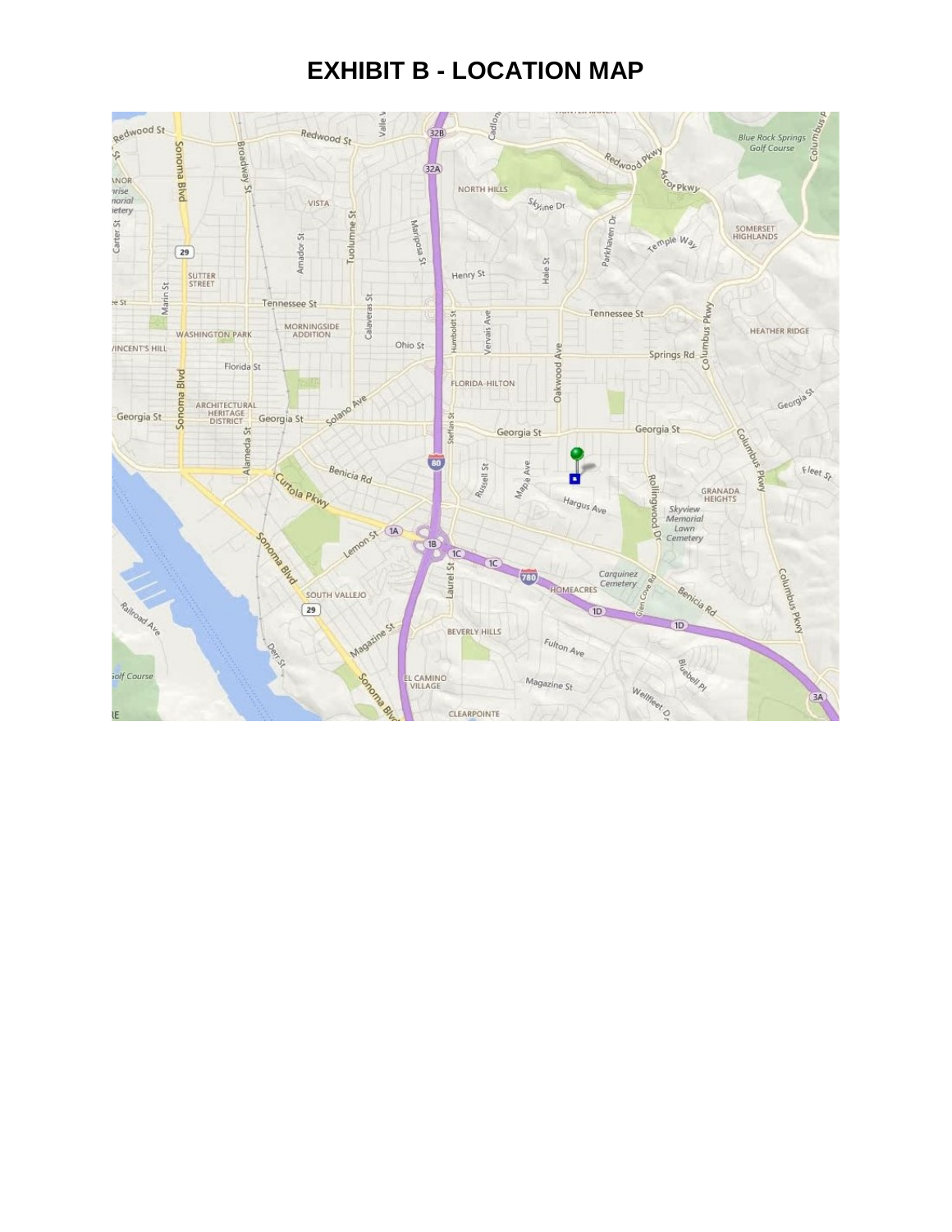# EXHIBIT B - LOCATION MAP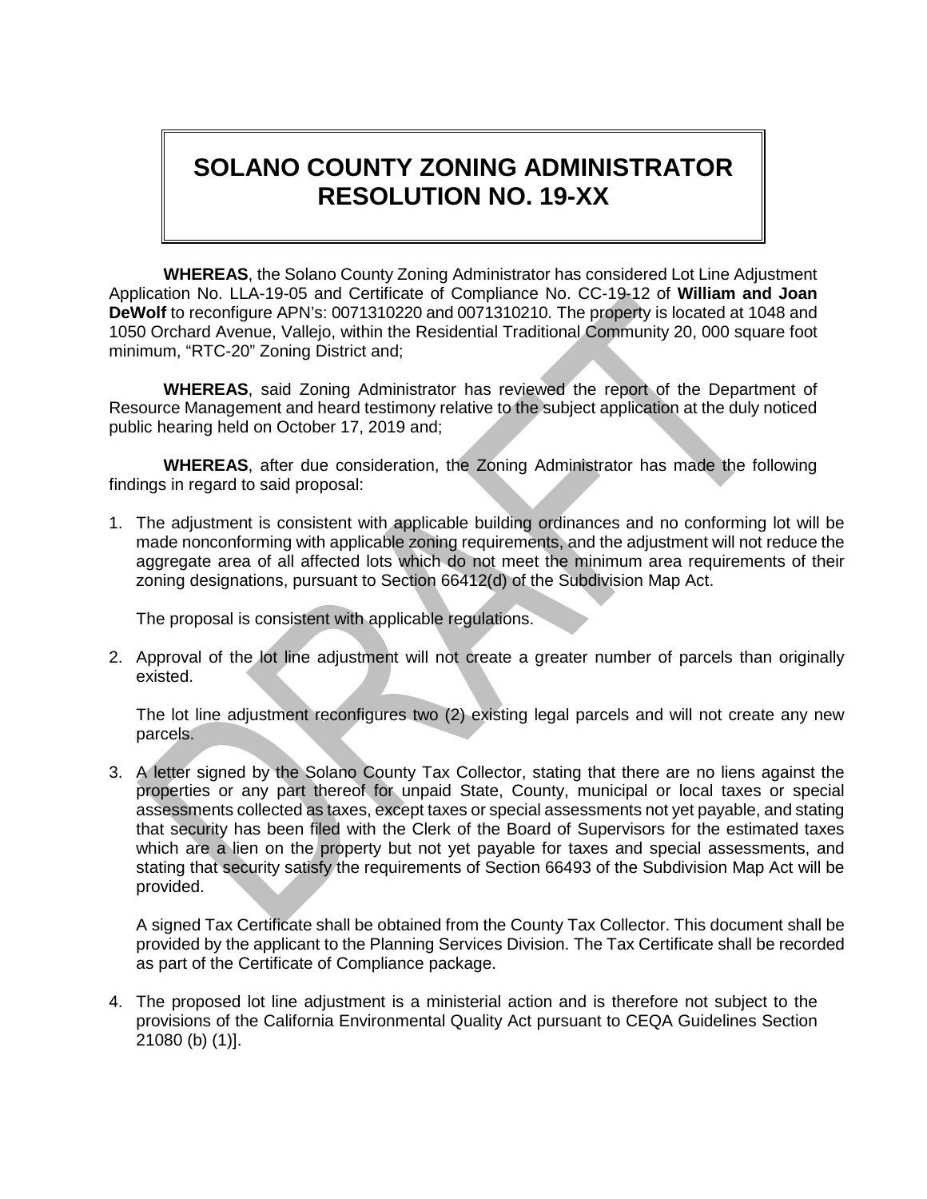# SOLANO COUNTY ZONING ADMINISTRATOR RESOLUTION NO. 19-XX

**WHEREAS**, the Solano County Zoning Administrator has considered Lot Line Adjustment Application No. LLA-19-05 and Certificate of Compliance No. CC-19-12 of **William and Joan DeWolf** to reconfigure APN's: 0071310220 and 0071310210. The property is located at 1048 and 1050 Orchard Avenue, Vallejo, within the Residential Traditional Community 20, 000 square foot minimum, "RTC-20" Zoning District and;

**WHEREAS**, said Zoning Administrator has reviewed the report of the Department of Resource Management and heard testimony relative to the subject application at the duly noticed public hearing held on October 17, 2019 and;

**WHEREAS**, after due consideration, the Zoning Administrator has made the following findings in regard to said proposal:

1. The adjustment is consistent with applicable building ordinances and no conforming lot will be made nonconforming with applicable zoning requirements, and the adjustment will not reduce the aggregate area of all affected lots which do not meet the minimum area requirements of their zoning designations, pursuant to Section 66412(d) of the Subdivision Map Act.

   The proposal is consistent with applicable regulations.

2. Approval of the lot line adjustment will not create a greater number of parcels than originally existed.

   The lot line adjustment reconfigures two (2) existing legal parcels and will not create any new parcels.

3. A letter signed by the Solano County Tax Collector, stating that there are no liens against the properties or any part thereof for unpaid State, County, municipal or local taxes or special assessments collected as taxes, except taxes or special assessments not yet payable, and stating that security has been filed with the Clerk of the Board of Supervisors for the estimated taxes which are a lien on the property but not yet payable for taxes and special assessments, and stating that security satisfy the requirements of Section 66493 of the Subdivision Map Act will be provided.

   A signed Tax Certificate shall be obtained from the County Tax Collector. This document shall be provided by the applicant to the Planning Services Division. The Tax Certificate shall be recorded as part of the Certificate of Compliance package.

4. The proposed lot line adjustment is a ministerial action and is therefore not subject to the provisions of the California Environmental Quality Act pursuant to CEQA Guidelines Section 21080 (b) (1)].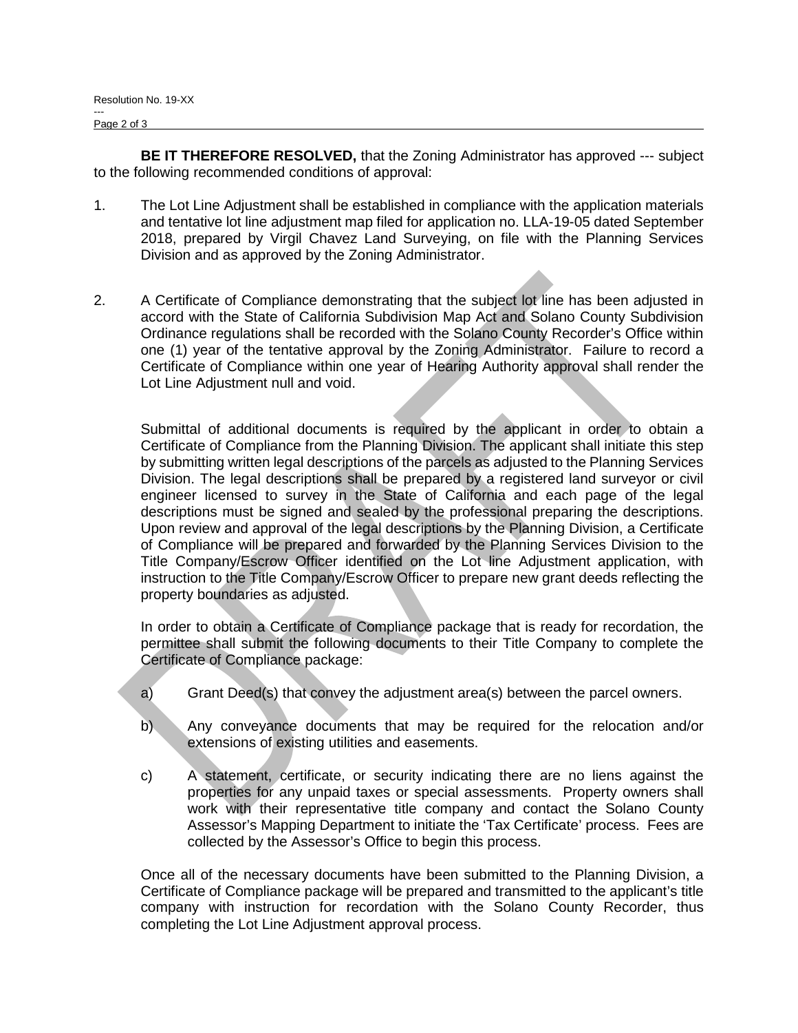**BE IT THEREFORE RESOLVED,** that the Zoning Administrator has approved --- subject to the following recommended conditions of approval:

1. The Lot Line Adjustment shall be established in compliance with the application materials and tentative lot line adjustment map filed for application no. LLA-19-05 dated September 2018, prepared by Virgil Chavez Land Surveying, on file with the Planning Services Division and as approved by the Zoning Administrator.

2. A Certificate of Compliance demonstrating that the subject lot line has been adjusted in accord with the State of California Subdivision Map Act and Solano County Subdivision Ordinance regulations shall be recorded with the Solano County Recorder's Office within one (1) year of the tentative approval by the Zoning Administrator. Failure to record a Certificate of Compliance within one year of Hearing Authority approval shall render the Lot Line Adjustment null and void.

   Submittal of additional documents is required by the applicant in order to obtain a Certificate of Compliance from the Planning Division. The applicant shall initiate this step by submitting written legal descriptions of the parcels as adjusted to the Planning Services Division. The legal descriptions shall be prepared by a registered land surveyor or civil engineer licensed to survey in the State of California and each page of the legal descriptions must be signed and sealed by the professional preparing the descriptions. Upon review and approval of the legal descriptions by the Planning Division, a Certificate of Compliance will be prepared and forwarded by the Planning Services Division to the Title Company/Escrow Officer identified on the Lot line Adjustment application, with instruction to the Title Company/Escrow Officer to prepare new grant deeds reflecting the property boundaries as adjusted.

   In order to obtain a Certificate of Compliance package that is ready for recordation, the permittee shall submit the following documents to their Title Company to complete the Certificate of Compliance package:

   a) Grant Deed(s) that convey the adjustment area(s) between the parcel owners.

   b) Any conveyance documents that may be required for the relocation and/or extensions of existing utilities and easements.

   c) A statement, certificate, or security indicating there are no liens against the properties for any unpaid taxes or special assessments. Property owners shall work with their representative title company and contact the Solano County Assessor's Mapping Department to initiate the 'Tax Certificate' process. Fees are collected by the Assessor's Office to begin this process.

   Once all of the necessary documents have been submitted to the Planning Division, a Certificate of Compliance package will be prepared and transmitted to the applicant's title company with instruction for recordation with the Solano County Recorder, thus completing the Lot Line Adjustment approval process.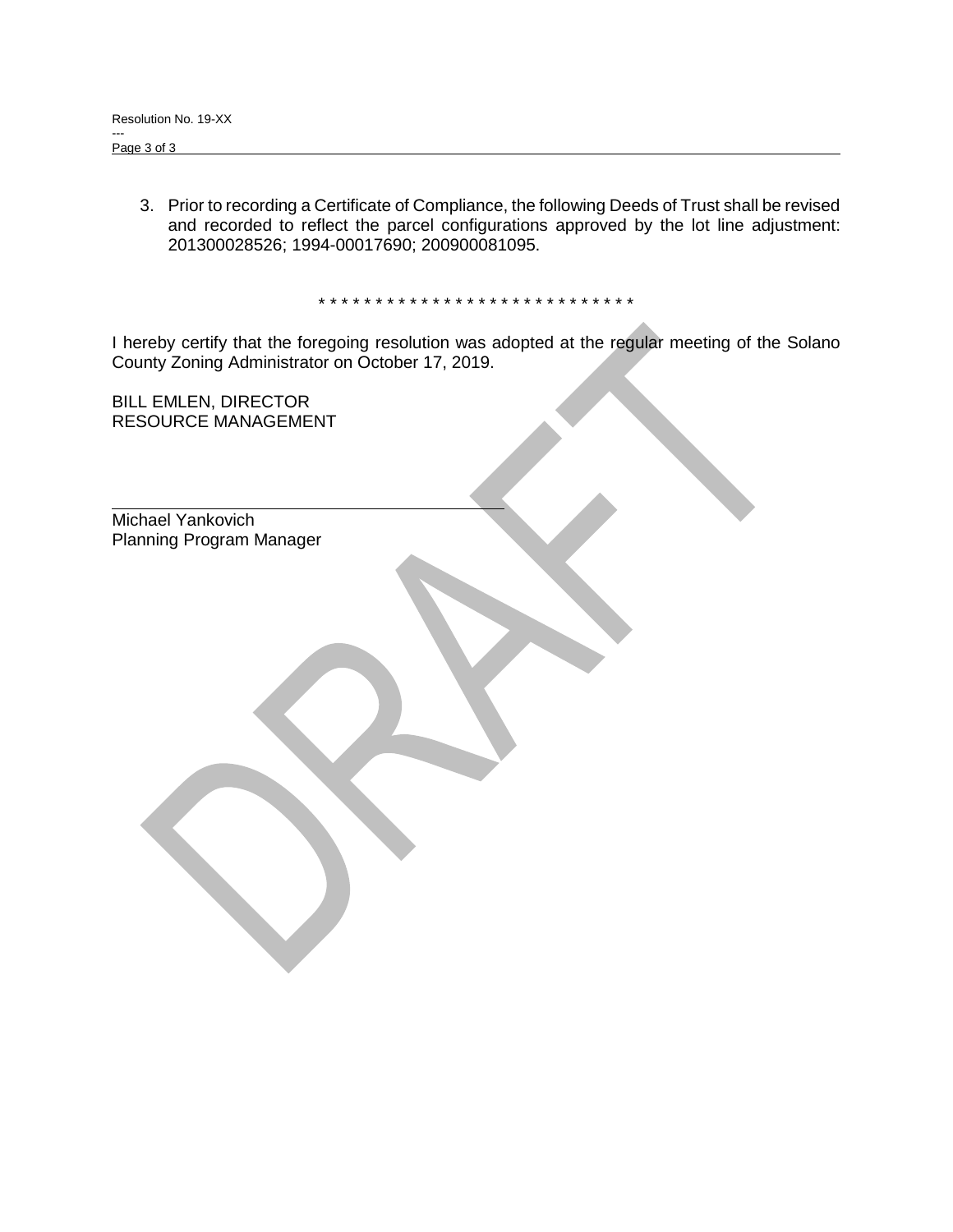3. Prior to recording a Certificate of Compliance, the following Deeds of Trust shall be revised and recorded to reflect the parcel configurations approved by the lot line adjustment: 201300028526; 1994-00017690; 200900081095.

* * * * * * * * * * * * * * * * * * * * * * * * * * * * *

I hereby certify that the foregoing resolution was adopted at the regular meeting of the Solano County Zoning Administrator on October 17, 2019.

BILL EMLEN, DIRECTOR
RESOURCE MANAGEMENT

\_\_\_\_\_\_\_\_\_\_\_\_\_\_\_\_\_\_\_\_\_\_\_\_\_\_\_\_\_\_\_\_\_\_\_\_\_\_\_\_

Michael Yankovich
Planning Program Manager

DRAFT